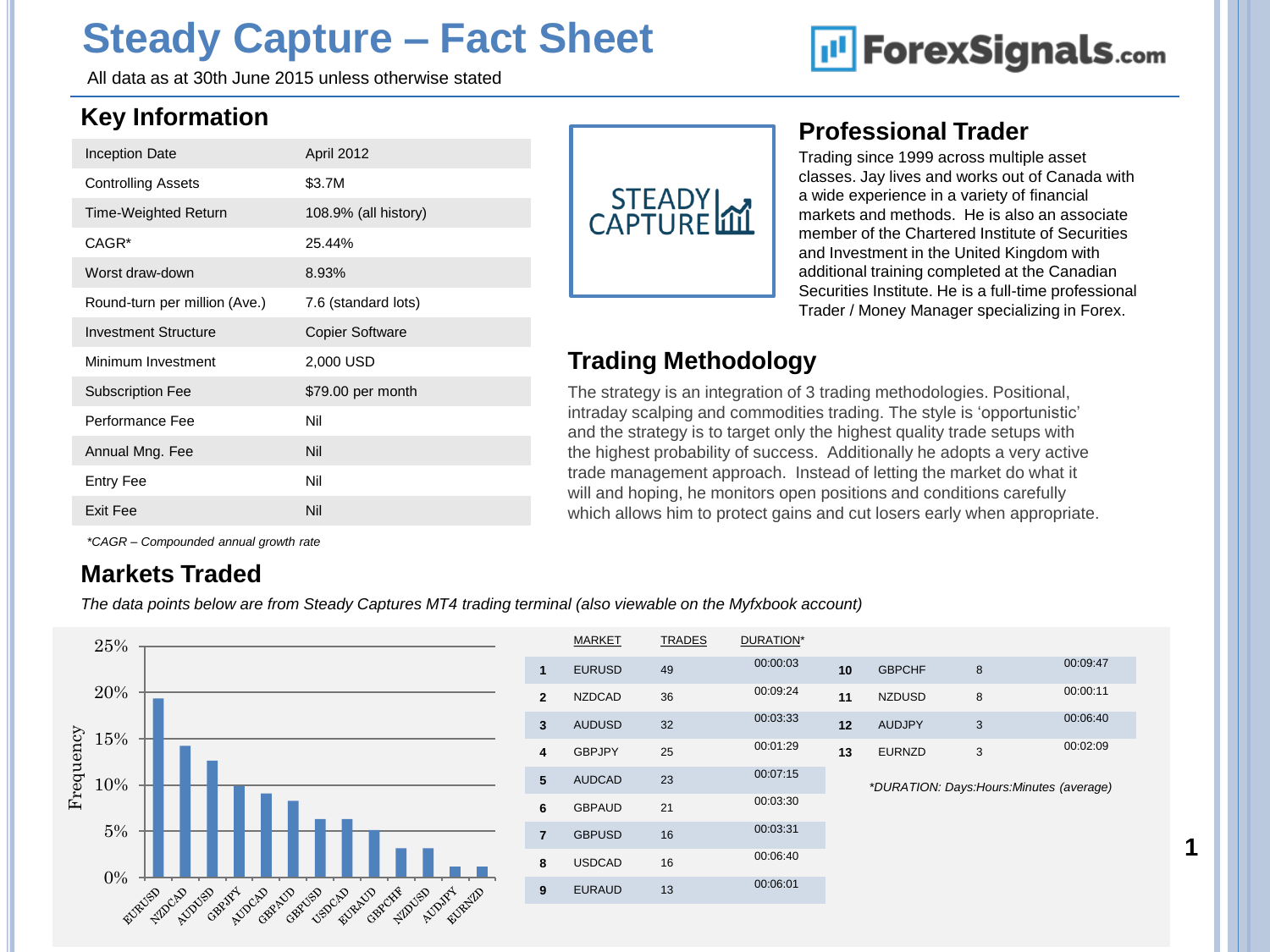# Steady Capture – Fact Sheet

All data as at 30th June 2015 unless otherwise stated

## Key Information

| | |
|---|---|
| Inception Date | April 2012 |
| Controlling Assets | $3.7M |
| Time-Weighted Return | 108.9% (all history) |
| CAGR* | 25.44% |
| Worst draw-down | 8.93% |
| Round-turn per million (Ave.) | 7.6 (standard lots) |
| Investment Structure | Copier Software |
| Minimum Investment | 2,000 USD |
| Subscription Fee | $79.00 per month |
| Performance Fee | Nil |
| Annual Mng. Fee | Nil |
| Entry Fee | Nil |
| Exit Fee | Nil |

*\*CAGR – Compounded annual growth rate*

## Professional Trader

Trading since 1999 across multiple asset classes. Jay lives and works out of Canada with a wide experience in a variety of financial markets and methods. He is also an associate member of the Chartered Institute of Securities and Investment in the United Kingdom with additional training completed at the Canadian Securities Institute. He is a full-time professional Trader / Money Manager specializing in Forex.

## Trading Methodology

The strategy is an integration of 3 trading methodologies. Positional, intraday scalping and commodities trading. The style is 'opportunistic' and the strategy is to target only the highest quality trade setups with the highest probability of success. Additionally he adopts a very active trade management approach. Instead of letting the market do what it will and hoping, he monitors open positions and conditions carefully which allows him to protect gains and cut losers early when appropriate.

## Markets Traded

*The data points below are from Steady Captures MT4 trading terminal (also viewable on the Myfxbook account)*

| | MARKET | TRADES | DURATION* |
|---|---|---|---|
| 1 | EURUSD | 49 | 00:00:03 |
| 2 | NZDCAD | 36 | 00:09:24 |
| 3 | AUDUSD | 32 | 00:03:33 |
| 4 | GBPJPY | 25 | 00:01:29 |
| 5 | AUDCAD | 23 | 00:07:15 |
| 6 | GBPAUD | 21 | 00:03:30 |
| 7 | GBPUSD | 16 | 00:03:31 |
| 8 | USDCAD | 16 | 00:06:40 |
| 9 | EURAUD | 13 | 00:06:01 |
| 10 | GBPCHF | 8 | 00:09:47 |
| 11 | NZDUSD | 8 | 00:00:11 |
| 12 | AUDJPY | 3 | 00:06:40 |
| 13 | EURNZD | 3 | 00:02:09 |

*\*DURATION: Days:Hours:Minutes (average)*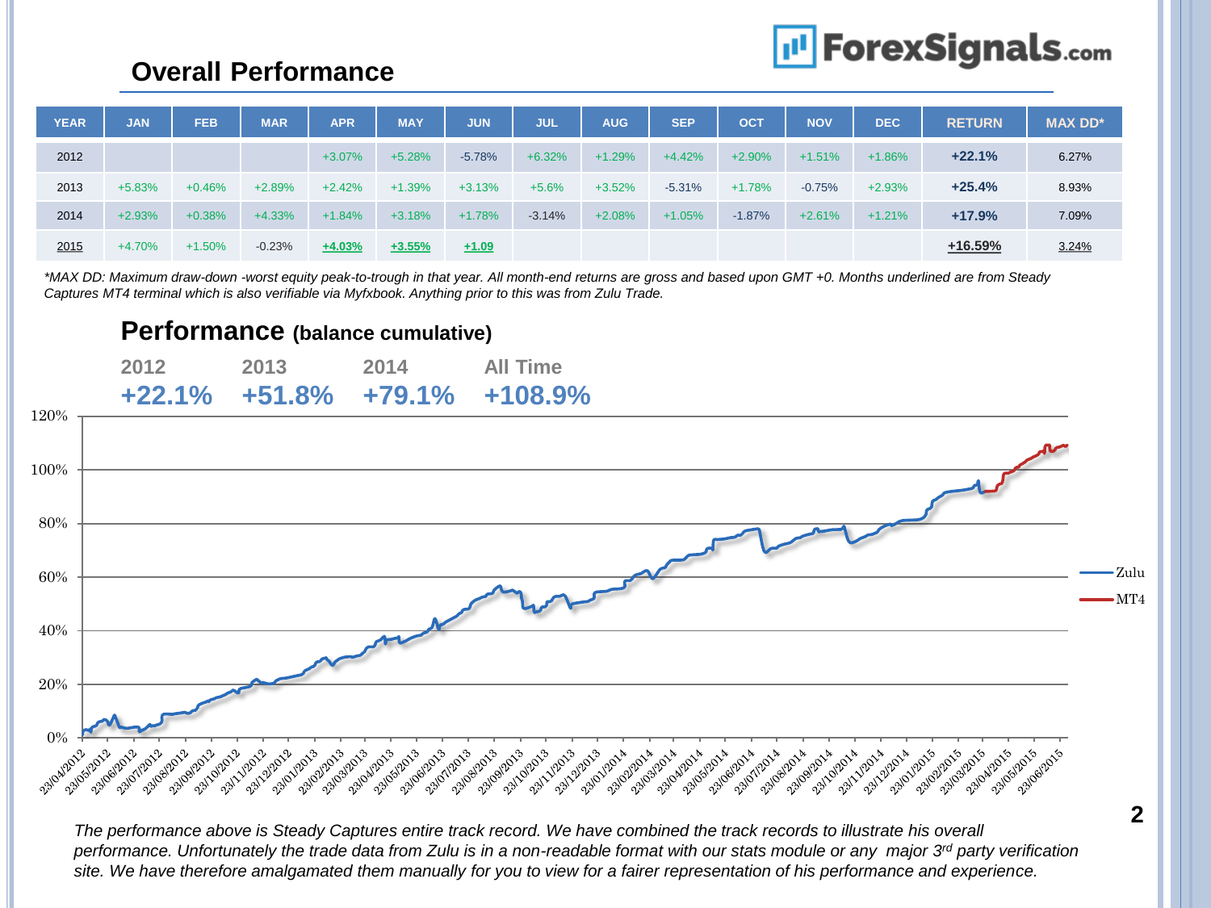ForexSignals.com

## Overall Performance

| YEAR | JAN | FEB | MAR | APR | MAY | JUN | JUL | AUG | SEP | OCT | NOV | DEC | RETURN | MAX DD* |
|---|---|---|---|---|---|---|---|---|---|---|---|---|---|---|
| 2012 | | | | +3.07% | +5.28% | -5.78% | +6.32% | +1.29% | +4.42% | +2.90% | +1.51% | +1.86% | **+22.1%** | 6.27% |
| 2013 | +5.83% | +0.46% | +2.89% | +2.42% | +1.39% | +3.13% | +5.6% | +3.52% | -5.31% | +1.78% | -0.75% | +2.93% | **+25.4%** | 8.93% |
| 2014 | +2.93% | +0.38% | +4.33% | +1.84% | +3.18% | +1.78% | -3.14% | +2.08% | +1.05% | -1.87% | +2.61% | +1.21% | **+17.9%** | 7.09% |
| 2015 | +4.70% | +1.50% | -0.23% | **+4.03%** | **+3.55%** | **+1.09** | | | | | | | **+16.59%** | 3.24% |

*\*MAX DD: Maximum draw-down -worst equity peak-to-trough in that year. All month-end returns are gross and based upon GMT +0. Months underlined are from Steady Captures MT4 terminal which is also verifiable via Myfxbook. Anything prior to this was from Zulu Trade.*

## Performance (balance cumulative)

| 2012 | 2013 | 2014 | All Time |
|---|---|---|---|
| +22.1% | +51.8% | +79.1% | +108.9% |

*The performance above is Steady Captures entire track record. We have combined the track records to illustrate his overall performance. Unfortunately the trade data from Zulu is in a non-readable format with our stats module or any major 3rd party verification site. We have therefore amalgamated them manually for you to view for a fairer representation of his performance and experience.*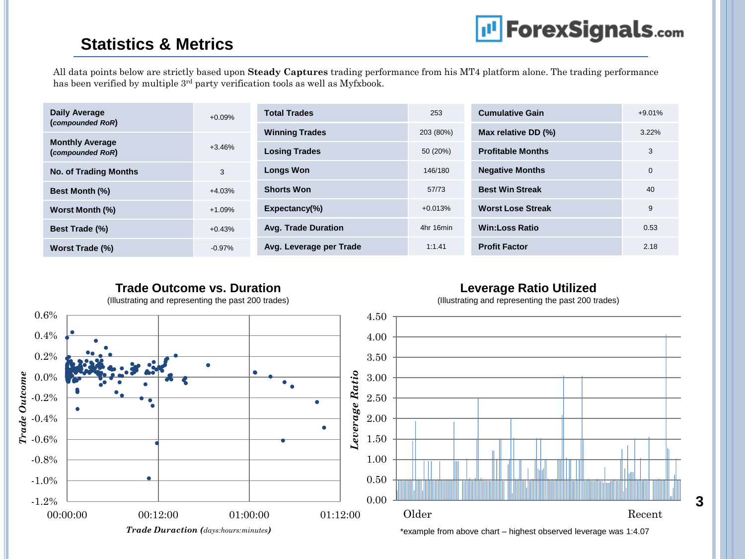## Statistics & Metrics

All data points below are strictly based upon **Steady Captures** trading performance from his MT4 platform alone. The trading performance has been verified by multiple 3rd party verification tools as well as Myfxbook.

| Metric | Value |
|---|---|
| **Daily Average (*compounded RoR*)** | +0.09% |
| **Monthly Average (*compounded RoR*)** | +3.46% |
| **No. of Trading Months** | 3 |
| **Best Month (%)** | +4.03% |
| **Worst Month (%)** | +1.09% |
| **Best Trade (%)** | +0.43% |
| **Worst Trade (%)** | -0.97% |

| Metric | Value |
|---|---|
| **Total Trades** | 253 |
| **Winning Trades** | 203 (80%) |
| **Losing Trades** | 50 (20%) |
| **Longs Won** | 146/180 |
| **Shorts Won** | 57/73 |
| **Expectancy(%)** | +0.013% |
| **Avg. Trade Duration** | 4hr 16min |
| **Avg. Leverage per Trade** | 1:1.41 |

| Metric | Value |
|---|---|
| **Cumulative Gain** | +9.01% |
| **Max relative DD (%)** | 3.22% |
| **Profitable Months** | 3 |
| **Negative Months** | 0 |
| **Best Win Streak** | 40 |
| **Worst Lose Streak** | 9 |
| **Win:Loss Ratio** | 0.53 |
| **Profit Factor** | 2.18 |

### Trade Outcome vs. Duration

(Illustrating and representing the past 200 trades)

### Leverage Ratio Utilized

(Illustrating and representing the past 200 trades)

*example from above chart – highest observed leverage was 1:4.07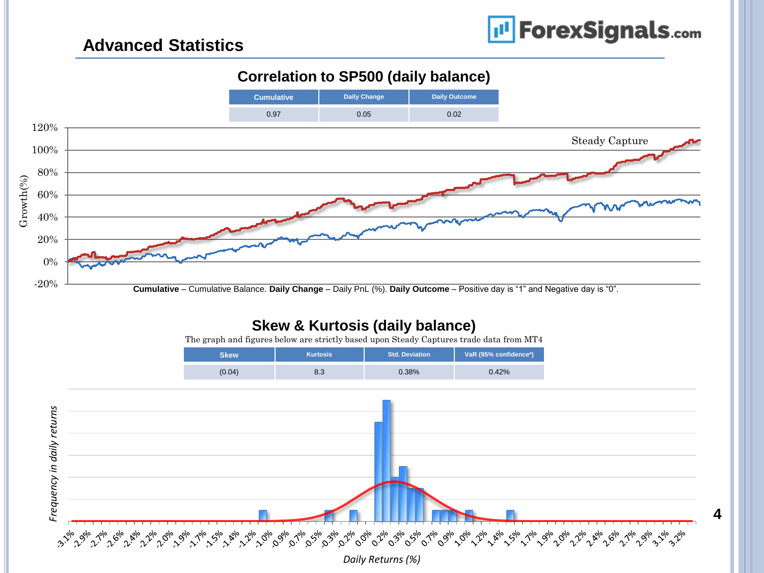# Advanced Statistics

## Correlation to SP500 (daily balance)

| Cumulative | Daily Change | Daily Outcome |
|---|---|---|
| 0.97 | 0.05 | 0.02 |

**Cumulative** – Cumulative Balance. **Daily Change** – Daily PnL (%). **Daily Outcome** – Positive day is "1" and Negative day is "0".

## Skew & Kurtosis (daily balance)

The graph and figures below are strictly based upon Steady Captures trade data from MT4

| Skew | Kurtosis | Std. Deviation | VaR (95% confidence*) |
|---|---|---|---|
| (0.04) | 8.3 | 0.38% | 0.42% |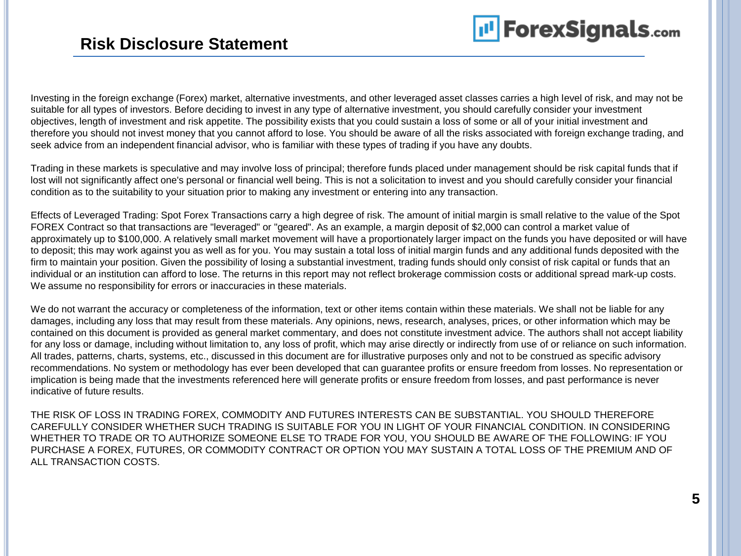# Risk Disclosure Statement

Investing in the foreign exchange (Forex) market, alternative investments, and other leveraged asset classes carries a high level of risk, and may not be suitable for all types of investors. Before deciding to invest in any type of alternative investment, you should carefully consider your investment objectives, length of investment and risk appetite. The possibility exists that you could sustain a loss of some or all of your initial investment and therefore you should not invest money that you cannot afford to lose. You should be aware of all the risks associated with foreign exchange trading, and seek advice from an independent financial advisor, who is familiar with these types of trading if you have any doubts.

Trading in these markets is speculative and may involve loss of principal; therefore funds placed under management should be risk capital funds that if lost will not significantly affect one's personal or financial well being. This is not a solicitation to invest and you should carefully consider your financial condition as to the suitability to your situation prior to making any investment or entering into any transaction.

Effects of Leveraged Trading: Spot Forex Transactions carry a high degree of risk. The amount of initial margin is small relative to the value of the Spot FOREX Contract so that transactions are "leveraged" or "geared". As an example, a margin deposit of $2,000 can control a market value of approximately up to $100,000. A relatively small market movement will have a proportionately larger impact on the funds you have deposited or will have to deposit; this may work against you as well as for you. You may sustain a total loss of initial margin funds and any additional funds deposited with the firm to maintain your position. Given the possibility of losing a substantial investment, trading funds should only consist of risk capital or funds that an individual or an institution can afford to lose. The returns in this report may not reflect brokerage commission costs or additional spread mark-up costs. We assume no responsibility for errors or inaccuracies in these materials.

We do not warrant the accuracy or completeness of the information, text or other items contain within these materials. We shall not be liable for any damages, including any loss that may result from these materials. Any opinions, news, research, analyses, prices, or other information which may be contained on this document is provided as general market commentary, and does not constitute investment advice. The authors shall not accept liability for any loss or damage, including without limitation to, any loss of profit, which may arise directly or indirectly from use of or reliance on such information. All trades, patterns, charts, systems, etc., discussed in this document are for illustrative purposes only and not to be construed as specific advisory recommendations. No system or methodology has ever been developed that can guarantee profits or ensure freedom from losses. No representation or implication is being made that the investments referenced here will generate profits or ensure freedom from losses, and past performance is never indicative of future results.

THE RISK OF LOSS IN TRADING FOREX, COMMODITY AND FUTURES INTERESTS CAN BE SUBSTANTIAL. YOU SHOULD THEREFORE CAREFULLY CONSIDER WHETHER SUCH TRADING IS SUITABLE FOR YOU IN LIGHT OF YOUR FINANCIAL CONDITION. IN CONSIDERING WHETHER TO TRADE OR TO AUTHORIZE SOMEONE ELSE TO TRADE FOR YOU, YOU SHOULD BE AWARE OF THE FOLLOWING: IF YOU PURCHASE A FOREX, FUTURES, OR COMMODITY CONTRACT OR OPTION YOU MAY SUSTAIN A TOTAL LOSS OF THE PREMIUM AND OF ALL TRANSACTION COSTS.